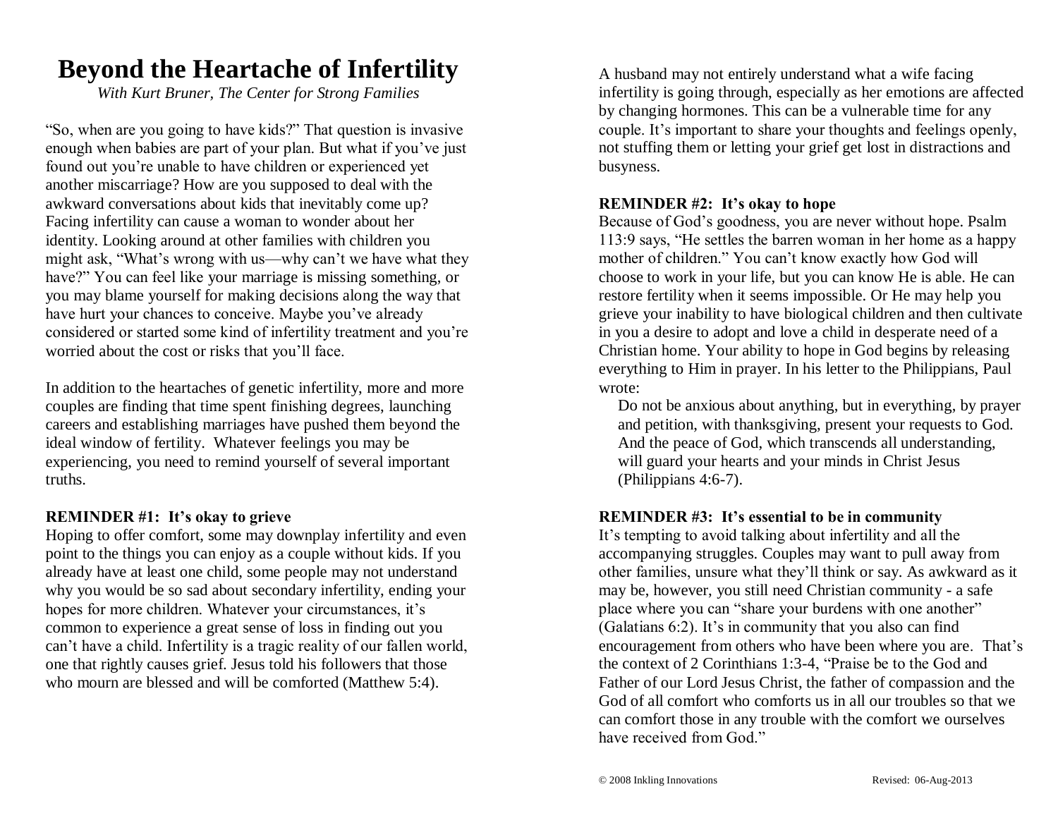# Beyond the Heartache of Infertility

*With Kurt Bruner, The Center for Strong Families*

"So, when are you going to have kids?" That question is invasive enough when babies are part of your plan. But what if you've just found out you're unable to have children or experienced yet another miscarriage? How are you supposed to deal with the awkward conversations about kids that inevitably come up? Facing infertility can cause a woman to wonder about her identity. Looking around at other families with children you might ask, "What's wrong with us—why can't we have what they have?" You can feel like your marriage is missing something, or you may blame yourself for making decisions along the way that have hurt your chances to conceive. Maybe you've already considered or started some kind of infertility treatment and you're worried about the cost or risks that you'll face.

In addition to the heartaches of genetic infertility, more and more couples are finding that time spent finishing degrees, launching careers and establishing marriages have pushed them beyond the ideal window of fertility. Whatever feelings you may be experiencing, you need to remind yourself of several important truths.

**REMINDER #1: It's okay to grieve**

Hoping to offer comfort, some may downplay infertility and even point to the things you can enjoy as a couple without kids. If you already have at least one child, some people may not understand why you would be so sad about secondary infertility, ending your hopes for more children. Whatever your circumstances, it's common to experience a great sense of loss in finding out you can't have a child. Infertility is a tragic reality of our fallen world, one that rightly causes grief. Jesus told his followers that those who mourn are blessed and will be comforted (Matthew 5:4).

A husband may not entirely understand what a wife facing infertility is going through, especially as her emotions are affected by changing hormones. This can be a vulnerable time for any couple. It's important to share your thoughts and feelings openly, not stuffing them or letting your grief get lost in distractions and busyness.

**REMINDER #2: It's okay to hope**

Because of God's goodness, you are never without hope. Psalm 113:9 says, "He settles the barren woman in her home as a happy mother of children." You can't know exactly how God will choose to work in your life, but you can know He is able. He can restore fertility when it seems impossible. Or He may help you grieve your inability to have biological children and then cultivate in you a desire to adopt and love a child in desperate need of a Christian home. Your ability to hope in God begins by releasing everything to Him in prayer. In his letter to the Philippians, Paul wrote:

> Do not be anxious about anything, but in everything, by prayer and petition, with thanksgiving, present your requests to God. And the peace of God, which transcends all understanding, will guard your hearts and your minds in Christ Jesus (Philippians 4:6-7).

**REMINDER #3: It's essential to be in community**

It's tempting to avoid talking about infertility and all the accompanying struggles. Couples may want to pull away from other families, unsure what they'll think or say. As awkward as it may be, however, you still need Christian community - a safe place where you can "share your burdens with one another" (Galatians 6:2). It's in community that you also can find encouragement from others who have been where you are. That's the context of 2 Corinthians 1:3-4, "Praise be to the God and Father of our Lord Jesus Christ, the father of compassion and the God of all comfort who comforts us in all our troubles so that we can comfort those in any trouble with the comfort we ourselves have received from God."

© 2008 Inkling Innovations Revised: 06-Aug-2013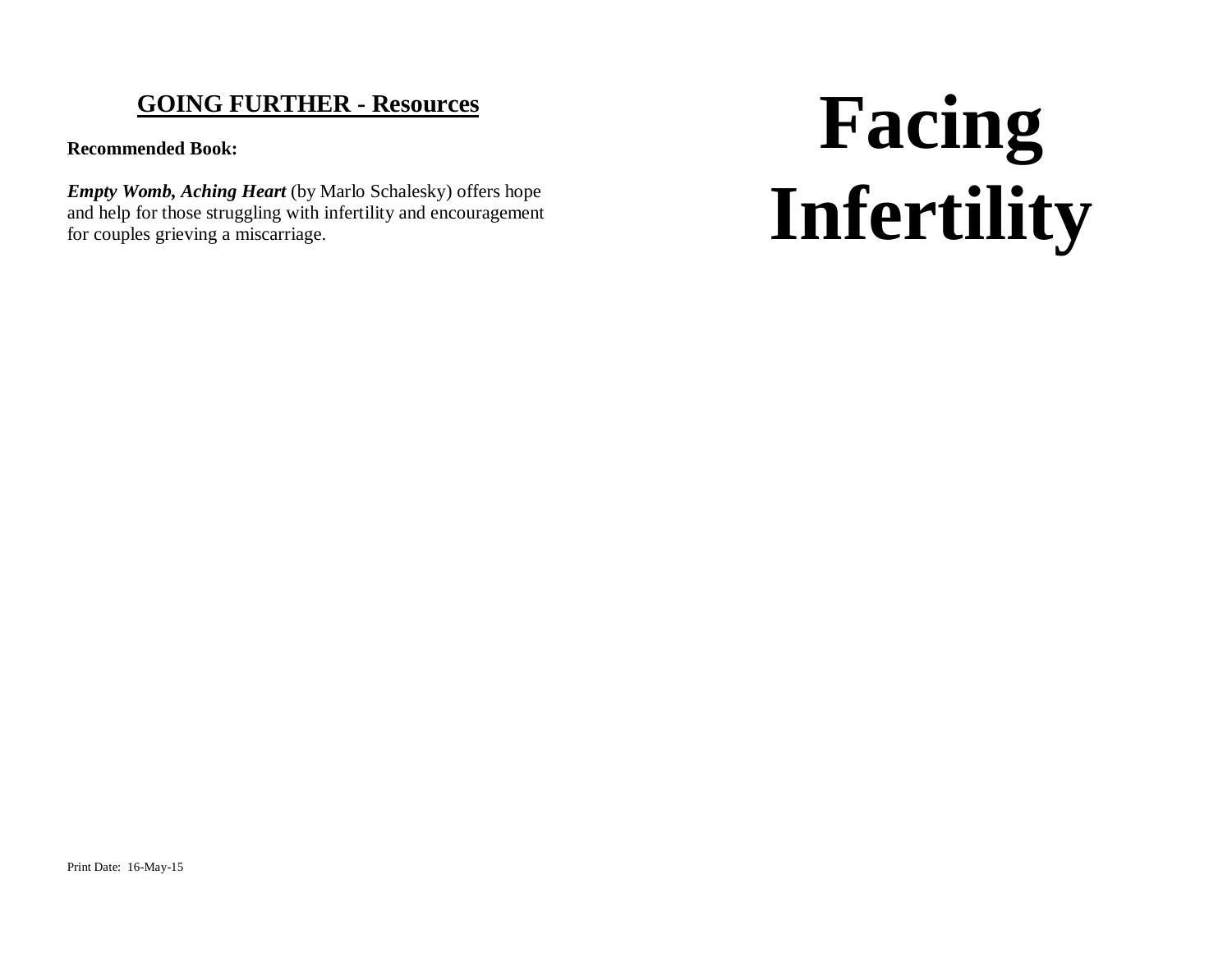## GOING FURTHER - Resources

**Recommended Book:**

***Empty Womb, Aching Heart*** (by Marlo Schalesky) offers hope and help for those struggling with infertility and encouragement for couples grieving a miscarriage.

Print Date: 16-May-15

# Facing Infertility